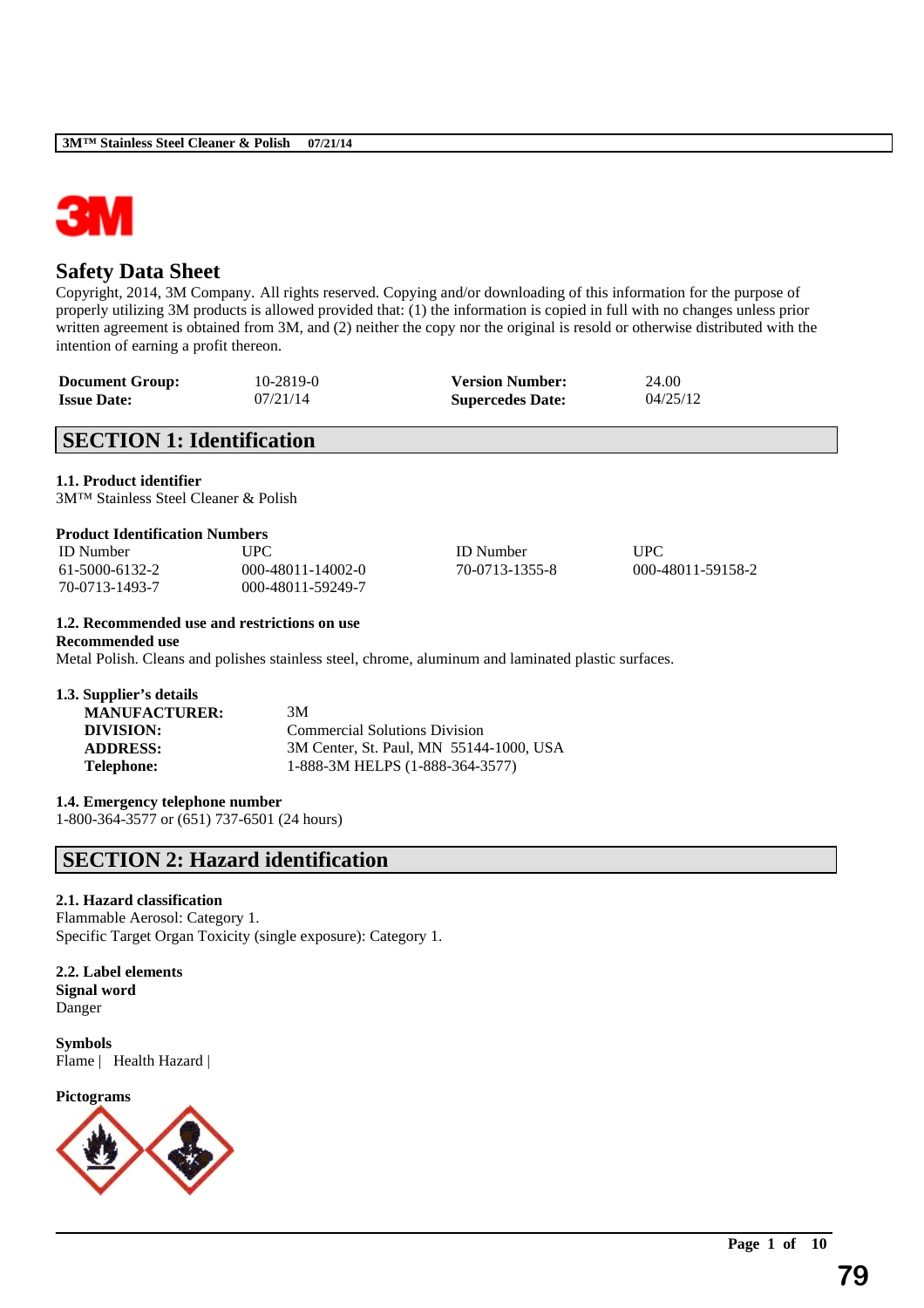# Safety Data Sheet

Copyright, 2014, 3M Company. All rights reserved. Copying and/or downloading of this information for the purpose of properly utilizing 3M products is allowed provided that: (1) the information is copied in full with no changes unless prior written agreement is obtained from 3M, and (2) neither the copy nor the original is resold or otherwise distributed with the intention of earning a profit thereon.

| | | | |
|---|---|---|---|
| **Document Group:** | 10-2819-0 | **Version Number:** | 24.00 |
| **Issue Date:** | 07/21/14 | **Supercedes Date:** | 04/25/12 |

## SECTION 1: Identification

### 1.1. Product identifier

3M™ Stainless Steel Cleaner & Polish

**Product Identification Numbers**

| ID Number | UPC | ID Number | UPC |
|---|---|---|---|
| 61-5000-6132-2 | 000-48011-14002-0 | 70-0713-1355-8 | 000-48011-59158-2 |
| 70-0713-1493-7 | 000-48011-59249-7 | | |

### 1.2. Recommended use and restrictions on use

**Recommended use**

Metal Polish. Cleans and polishes stainless steel, chrome, aluminum and laminated plastic surfaces.

### 1.3. Supplier's details

| | |
|---|---|
| **MANUFACTURER:** | 3M |
| **DIVISION:** | Commercial Solutions Division |
| **ADDRESS:** | 3M Center, St. Paul, MN 55144-1000, USA |
| **Telephone:** | 1-888-3M HELPS (1-888-364-3577) |

### 1.4. Emergency telephone number

1-800-364-3577 or (651) 737-6501 (24 hours)

## SECTION 2: Hazard identification

### 2.1. Hazard classification

Flammable Aerosol: Category 1.
Specific Target Organ Toxicity (single exposure): Category 1.

### 2.2. Label elements

**Signal word**

Danger

**Symbols**

Flame | Health Hazard |

**Pictograms**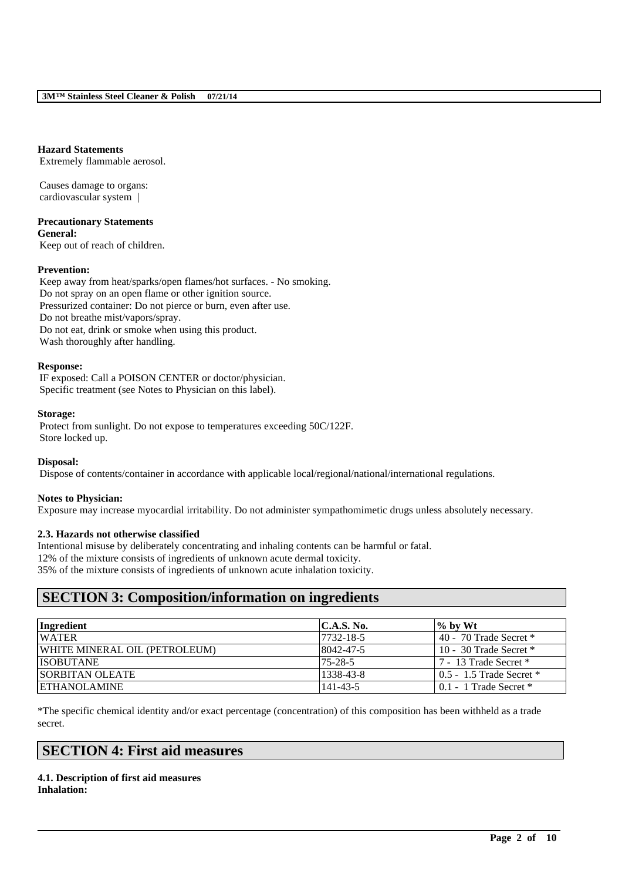**Hazard Statements**
Extremely flammable aerosol.

Causes damage to organs:
cardiovascular system |

**Precautionary Statements**
**General:**
Keep out of reach of children.

**Prevention:**
Keep away from heat/sparks/open flames/hot surfaces. - No smoking.
Do not spray on an open flame or other ignition source.
Pressurized container: Do not pierce or burn, even after use.
Do not breathe mist/vapors/spray.
Do not eat, drink or smoke when using this product.
Wash thoroughly after handling.

**Response:**
IF exposed: Call a POISON CENTER or doctor/physician.
Specific treatment (see Notes to Physician on this label).

**Storage:**
Protect from sunlight. Do not expose to temperatures exceeding 50C/122F.
Store locked up.

**Disposal:**
Dispose of contents/container in accordance with applicable local/regional/national/international regulations.

**Notes to Physician:**
Exposure may increase myocardial irritability. Do not administer sympathomimetic drugs unless absolutely necessary.

**2.3. Hazards not otherwise classified**
Intentional misuse by deliberately concentrating and inhaling contents can be harmful or fatal.
12% of the mixture consists of ingredients of unknown acute dermal toxicity.
35% of the mixture consists of ingredients of unknown acute inhalation toxicity.

## SECTION 3: Composition/information on ingredients

| Ingredient | C.A.S. No. | % by Wt |
|---|---|---|
| WATER | 7732-18-5 | 40 - 70 Trade Secret * |
| WHITE MINERAL OIL (PETROLEUM) | 8042-47-5 | 10 - 30 Trade Secret * |
| ISOBUTANE | 75-28-5 | 7 - 13 Trade Secret * |
| SORBITAN OLEATE | 1338-43-8 | 0.5 - 1.5 Trade Secret * |
| ETHANOLAMINE | 141-43-5 | 0.1 - 1 Trade Secret * |

*The specific chemical identity and/or exact percentage (concentration) of this composition has been withheld as a trade secret.

## SECTION 4: First aid measures

**4.1. Description of first aid measures**
**Inhalation:**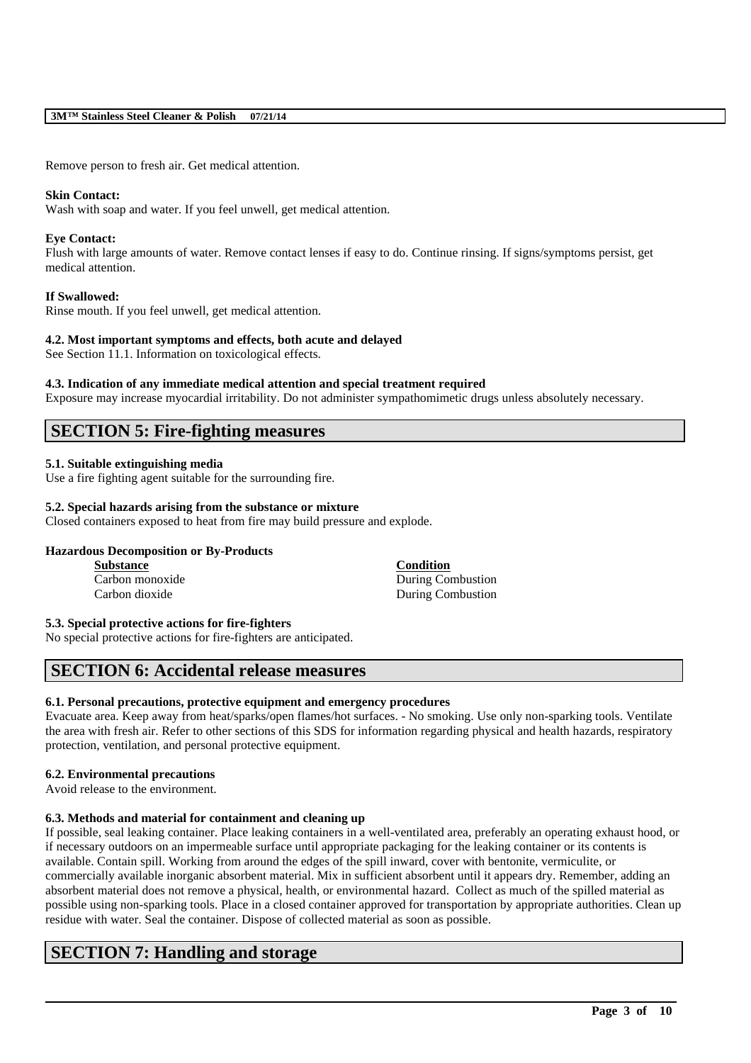Remove person to fresh air. Get medical attention.

**Skin Contact:**
Wash with soap and water. If you feel unwell, get medical attention.

**Eye Contact:**
Flush with large amounts of water. Remove contact lenses if easy to do. Continue rinsing. If signs/symptoms persist, get medical attention.

**If Swallowed:**
Rinse mouth. If you feel unwell, get medical attention.

**4.2. Most important symptoms and effects, both acute and delayed**
See Section 11.1. Information on toxicological effects.

**4.3. Indication of any immediate medical attention and special treatment required**
Exposure may increase myocardial irritability. Do not administer sympathomimetic drugs unless absolutely necessary.

## SECTION 5: Fire-fighting measures

**5.1. Suitable extinguishing media**
Use a fire fighting agent suitable for the surrounding fire.

**5.2. Special hazards arising from the substance or mixture**
Closed containers exposed to heat from fire may build pressure and explode.

**Hazardous Decomposition or By-Products**

| Substance | Condition |
|---|---|
| Carbon monoxide | During Combustion |
| Carbon dioxide | During Combustion |

**5.3. Special protective actions for fire-fighters**
No special protective actions for fire-fighters are anticipated.

## SECTION 6: Accidental release measures

**6.1. Personal precautions, protective equipment and emergency procedures**
Evacuate area. Keep away from heat/sparks/open flames/hot surfaces. - No smoking. Use only non-sparking tools. Ventilate the area with fresh air. Refer to other sections of this SDS for information regarding physical and health hazards, respiratory protection, ventilation, and personal protective equipment.

**6.2. Environmental precautions**
Avoid release to the environment.

**6.3. Methods and material for containment and cleaning up**
If possible, seal leaking container. Place leaking containers in a well-ventilated area, preferably an operating exhaust hood, or if necessary outdoors on an impermeable surface until appropriate packaging for the leaking container or its contents is available. Contain spill. Working from around the edges of the spill inward, cover with bentonite, vermiculite, or commercially available inorganic absorbent material. Mix in sufficient absorbent until it appears dry. Remember, adding an absorbent material does not remove a physical, health, or environmental hazard. Collect as much of the spilled material as possible using non-sparking tools. Place in a closed container approved for transportation by appropriate authorities. Clean up residue with water. Seal the container. Dispose of collected material as soon as possible.

## SECTION 7: Handling and storage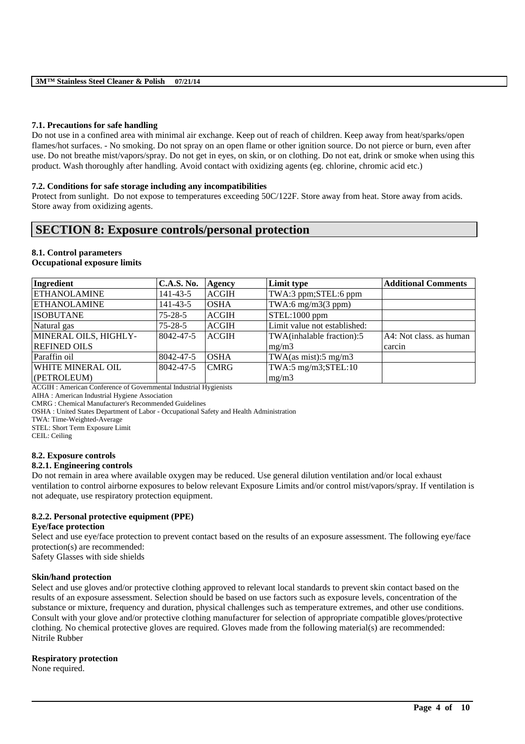### 7.1. Precautions for safe handling

Do not use in a confined area with minimal air exchange. Keep out of reach of children. Keep away from heat/sparks/open flames/hot surfaces. - No smoking. Do not spray on an open flame or other ignition source. Do not pierce or burn, even after use. Do not breathe mist/vapors/spray. Do not get in eyes, on skin, or on clothing. Do not eat, drink or smoke when using this product. Wash thoroughly after handling. Avoid contact with oxidizing agents (eg. chlorine, chromic acid etc.)

### 7.2. Conditions for safe storage including any incompatibilities

Protect from sunlight. Do not expose to temperatures exceeding 50C/122F. Store away from heat. Store away from acids. Store away from oxidizing agents.

## SECTION 8: Exposure controls/personal protection

### 8.1. Control parameters

**Occupational exposure limits**

| Ingredient | C.A.S. No. | Agency | Limit type | Additional Comments |
|---|---|---|---|---|
| ETHANOLAMINE | 141-43-5 | ACGIH | TWA:3 ppm;STEL:6 ppm | |
| ETHANOLAMINE | 141-43-5 | OSHA | TWA:6 mg/m3(3 ppm) | |
| ISOBUTANE | 75-28-5 | ACGIH | STEL:1000 ppm | |
| Natural gas | 75-28-5 | ACGIH | Limit value not established: | |
| MINERAL OILS, HIGHLY-REFINED OILS | 8042-47-5 | ACGIH | TWA(inhalable fraction):5 mg/m3 | A4: Not class. as human carcin |
| Paraffin oil | 8042-47-5 | OSHA | TWA(as mist):5 mg/m3 | |
| WHITE MINERAL OIL (PETROLEUM) | 8042-47-5 | CMRG | TWA:5 mg/m3;STEL:10 mg/m3 | |

ACGIH : American Conference of Governmental Industrial Hygienists
AIHA : American Industrial Hygiene Association
CMRG : Chemical Manufacturer's Recommended Guidelines
OSHA : United States Department of Labor - Occupational Safety and Health Administration
TWA: Time-Weighted-Average
STEL: Short Term Exposure Limit
CEIL: Ceiling

### 8.2. Exposure controls

#### 8.2.1. Engineering controls

Do not remain in area where available oxygen may be reduced. Use general dilution ventilation and/or local exhaust ventilation to control airborne exposures to below relevant Exposure Limits and/or control mist/vapors/spray. If ventilation is not adequate, use respiratory protection equipment.

#### 8.2.2. Personal protective equipment (PPE)

**Eye/face protection**

Select and use eye/face protection to prevent contact based on the results of an exposure assessment. The following eye/face protection(s) are recommended:
Safety Glasses with side shields

**Skin/hand protection**

Select and use gloves and/or protective clothing approved to relevant local standards to prevent skin contact based on the results of an exposure assessment. Selection should be based on use factors such as exposure levels, concentration of the substance or mixture, frequency and duration, physical challenges such as temperature extremes, and other use conditions. Consult with your glove and/or protective clothing manufacturer for selection of appropriate compatible gloves/protective clothing. No chemical protective gloves are required. Gloves made from the following material(s) are recommended:
Nitrile Rubber

**Respiratory protection**

None required.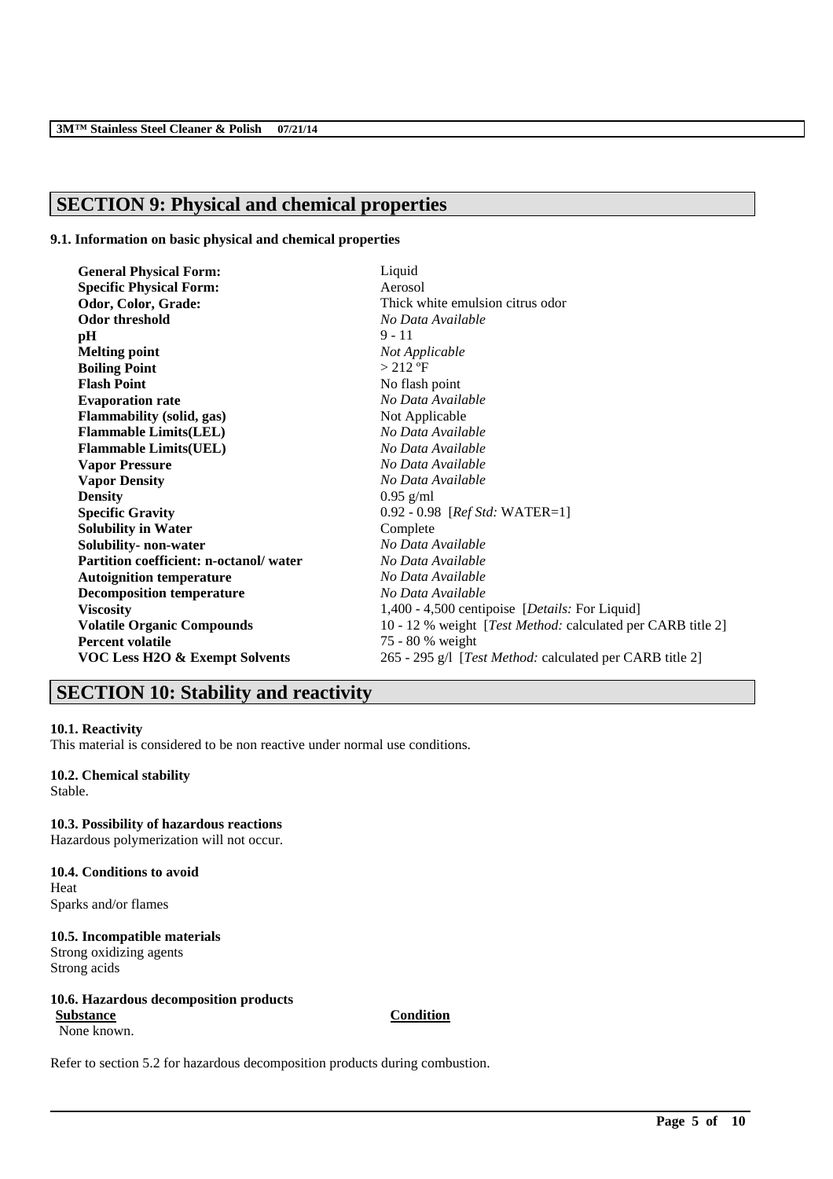## SECTION 9: Physical and chemical properties

**9.1. Information on basic physical and chemical properties**

| | |
|---|---|
| **General Physical Form:** | Liquid |
| **Specific Physical Form:** | Aerosol |
| **Odor, Color, Grade:** | Thick white emulsion citrus odor |
| **Odor threshold** | *No Data Available* |
| **pH** | 9 - 11 |
| **Melting point** | *Not Applicable* |
| **Boiling Point** | > 212 ºF |
| **Flash Point** | No flash point |
| **Evaporation rate** | *No Data Available* |
| **Flammability (solid, gas)** | Not Applicable |
| **Flammable Limits(LEL)** | *No Data Available* |
| **Flammable Limits(UEL)** | *No Data Available* |
| **Vapor Pressure** | *No Data Available* |
| **Vapor Density** | *No Data Available* |
| **Density** | 0.95 g/ml |
| **Specific Gravity** | 0.92 - 0.98 [*Ref Std:* WATER=1] |
| **Solubility in Water** | Complete |
| **Solubility- non-water** | *No Data Available* |
| **Partition coefficient: n-octanol/ water** | *No Data Available* |
| **Autoignition temperature** | *No Data Available* |
| **Decomposition temperature** | *No Data Available* |
| **Viscosity** | 1,400 - 4,500 centipoise [*Details:* For Liquid] |
| **Volatile Organic Compounds** | 10 - 12 % weight [*Test Method:* calculated per CARB title 2] |
| **Percent volatile** | 75 - 80 % weight |
| **VOC Less H2O & Exempt Solvents** | 265 - 295 g/l [*Test Method:* calculated per CARB title 2] |

## SECTION 10: Stability and reactivity

**10.1. Reactivity**

This material is considered to be non reactive under normal use conditions.

**10.2. Chemical stability**

Stable.

**10.3. Possibility of hazardous reactions**

Hazardous polymerization will not occur.

**10.4. Conditions to avoid**

Heat
Sparks and/or flames

**10.5. Incompatible materials**

Strong oxidizing agents
Strong acids

**10.6. Hazardous decomposition products**

| Substance | Condition |
|---|---|
| None known. | |

Refer to section 5.2 for hazardous decomposition products during combustion.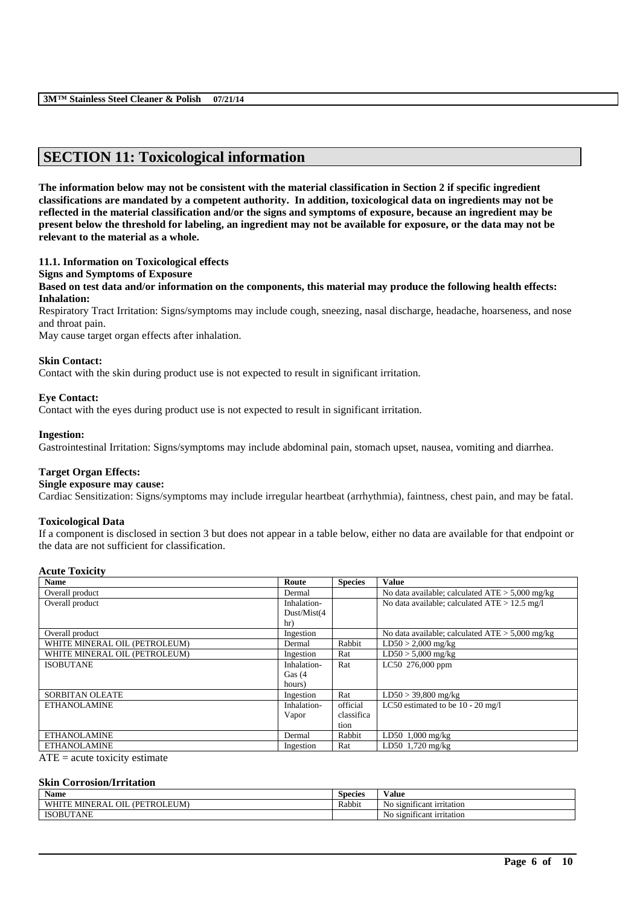## SECTION 11: Toxicological information

**The information below may not be consistent with the material classification in Section 2 if specific ingredient classifications are mandated by a competent authority. In addition, toxicological data on ingredients may not be reflected in the material classification and/or the signs and symptoms of exposure, because an ingredient may be present below the threshold for labeling, an ingredient may not be available for exposure, or the data may not be relevant to the material as a whole.**

### 11.1. Information on Toxicological effects

**Signs and Symptoms of Exposure**

**Based on test data and/or information on the components, this material may produce the following health effects:**

**Inhalation:**

Respiratory Tract Irritation: Signs/symptoms may include cough, sneezing, nasal discharge, headache, hoarseness, and nose and throat pain.

May cause target organ effects after inhalation.

**Skin Contact:**

Contact with the skin during product use is not expected to result in significant irritation.

**Eye Contact:**

Contact with the eyes during product use is not expected to result in significant irritation.

**Ingestion:**

Gastrointestinal Irritation: Signs/symptoms may include abdominal pain, stomach upset, nausea, vomiting and diarrhea.

**Target Organ Effects:**

**Single exposure may cause:**

Cardiac Sensitization: Signs/symptoms may include irregular heartbeat (arrhythmia), faintness, chest pain, and may be fatal.

**Toxicological Data**

If a component is disclosed in section 3 but does not appear in a table below, either no data are available for that endpoint or the data are not sufficient for classification.

**Acute Toxicity**

| Name | Route | Species | Value |
|---|---|---|---|
| Overall product | Dermal | | No data available; calculated ATE > 5,000 mg/kg |
| Overall product | Inhalation-Dust/Mist(4 hr) | | No data available; calculated ATE > 12.5 mg/l |
| Overall product | Ingestion | | No data available; calculated ATE > 5,000 mg/kg |
| WHITE MINERAL OIL (PETROLEUM) | Dermal | Rabbit | LD50 > 2,000 mg/kg |
| WHITE MINERAL OIL (PETROLEUM) | Ingestion | Rat | LD50 > 5,000 mg/kg |
| ISOBUTANE | Inhalation-Gas (4 hours) | Rat | LC50 276,000 ppm |
| SORBITAN OLEATE | Ingestion | Rat | LD50 > 39,800 mg/kg |
| ETHANOLAMINE | Inhalation-Vapor | official classification | LC50 estimated to be 10 - 20 mg/l |
| ETHANOLAMINE | Dermal | Rabbit | LD50 1,000 mg/kg |
| ETHANOLAMINE | Ingestion | Rat | LD50 1,720 mg/kg |

ATE = acute toxicity estimate

**Skin Corrosion/Irritation**

| Name | Species | Value |
|---|---|---|
| WHITE MINERAL OIL (PETROLEUM) | Rabbit | No significant irritation |
| ISOBUTANE | | No significant irritation |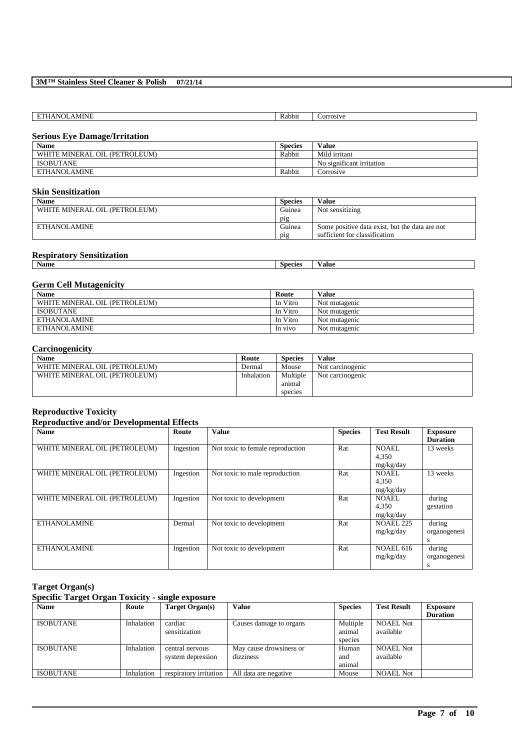| ETHANOLAMINE | Rabbit | Corrosive |
|---|---|---|

### Serious Eye Damage/Irritation

| Name | Species | Value |
|---|---|---|
| WHITE MINERAL OIL (PETROLEUM) | Rabbit | Mild irritant |
| ISOBUTANE | | No significant irritation |
| ETHANOLAMINE | Rabbit | Corrosive |

### Skin Sensitization

| Name | Species | Value |
|---|---|---|
| WHITE MINERAL OIL (PETROLEUM) | Guinea pig | Not sensitizing |
| ETHANOLAMINE | Guinea pig | Some positive data exist, but the data are not sufficient for classification |

### Respiratory Sensitization

| Name | Species | Value |
|---|---|---|

### Germ Cell Mutagenicity

| Name | Route | Value |
|---|---|---|
| WHITE MINERAL OIL (PETROLEUM) | In Vitro | Not mutagenic |
| ISOBUTANE | In Vitro | Not mutagenic |
| ETHANOLAMINE | In Vitro | Not mutagenic |
| ETHANOLAMINE | In vivo | Not mutagenic |

### Carcinogenicity

| Name | Route | Species | Value |
|---|---|---|---|
| WHITE MINERAL OIL (PETROLEUM) | Dermal | Mouse | Not carcinogenic |
| WHITE MINERAL OIL (PETROLEUM) | Inhalation | Multiple animal species | Not carcinogenic |

### Reproductive Toxicity

#### Reproductive and/or Developmental Effects

| Name | Route | Value | Species | Test Result | Exposure Duration |
|---|---|---|---|---|---|
| WHITE MINERAL OIL (PETROLEUM) | Ingestion | Not toxic to female reproduction | Rat | NOAEL 4,350 mg/kg/day | 13 weeks |
| WHITE MINERAL OIL (PETROLEUM) | Ingestion | Not toxic to male reproduction | Rat | NOAEL 4,350 mg/kg/day | 13 weeks |
| WHITE MINERAL OIL (PETROLEUM) | Ingestion | Not toxic to development | Rat | NOAEL 4,350 mg/kg/day | during gestation |
| ETHANOLAMINE | Dermal | Not toxic to development | Rat | NOAEL 225 mg/kg/day | during organogenesis |
| ETHANOLAMINE | Ingestion | Not toxic to development | Rat | NOAEL 616 mg/kg/day | during organogenesis |

### Target Organ(s)

#### Specific Target Organ Toxicity - single exposure

| Name | Route | Target Organ(s) | Value | Species | Test Result | Exposure Duration |
|---|---|---|---|---|---|---|
| ISOBUTANE | Inhalation | cardiac sensitization | Causes damage to organs | Multiple animal species | NOAEL Not available | |
| ISOBUTANE | Inhalation | central nervous system depression | May cause drowsiness or dizziness | Human and animal | NOAEL Not available | |
| ISOBUTANE | Inhalation | respiratory irritation | All data are negative | Mouse | NOAEL Not | |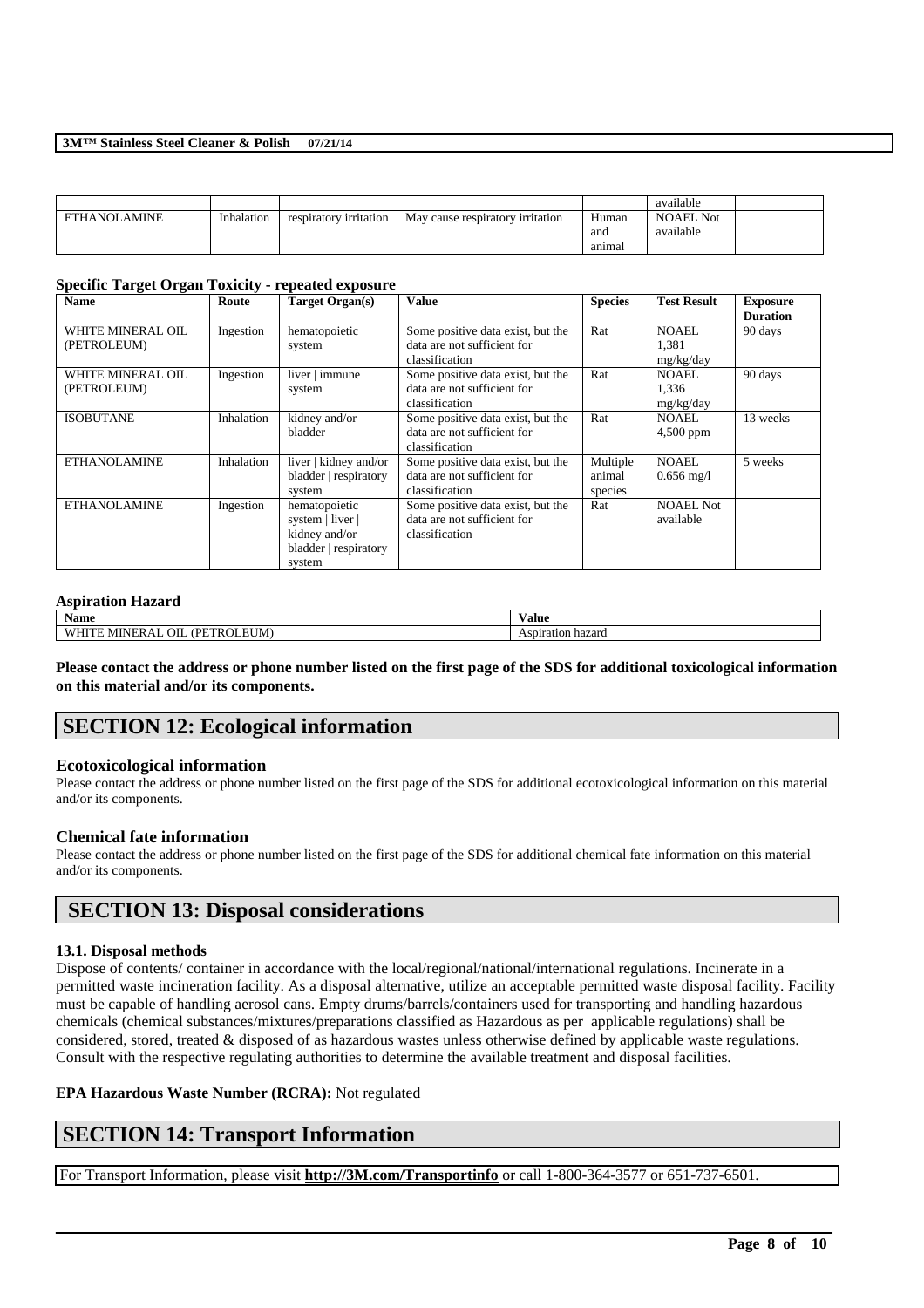|  |  |  |  |  | available |  |
|---|---|---|---|---|---|---|
| ETHANOLAMINE | Inhalation | respiratory irritation | May cause respiratory irritation | Human and animal | NOAEL Not available |  |

#### Specific Target Organ Toxicity - repeated exposure

| Name | Route | Target Organ(s) | Value | Species | Test Result | Exposure Duration |
|---|---|---|---|---|---|---|
| WHITE MINERAL OIL (PETROLEUM) | Ingestion | hematopoietic system | Some positive data exist, but the data are not sufficient for classification | Rat | NOAEL 1,381 mg/kg/day | 90 days |
| WHITE MINERAL OIL (PETROLEUM) | Ingestion | liver \| immune system | Some positive data exist, but the data are not sufficient for classification | Rat | NOAEL 1,336 mg/kg/day | 90 days |
| ISOBUTANE | Inhalation | kidney and/or bladder | Some positive data exist, but the data are not sufficient for classification | Rat | NOAEL 4,500 ppm | 13 weeks |
| ETHANOLAMINE | Inhalation | liver \| kidney and/or bladder \| respiratory system | Some positive data exist, but the data are not sufficient for classification | Multiple animal species | NOAEL 0.656 mg/l | 5 weeks |
| ETHANOLAMINE | Ingestion | hematopoietic system \| liver \| kidney and/or bladder \| respiratory system | Some positive data exist, but the data are not sufficient for classification | Rat | NOAEL Not available |  |

#### Aspiration Hazard

| Name | Value |
|---|---|
| WHITE MINERAL OIL (PETROLEUM) | Aspiration hazard |

**Please contact the address or phone number listed on the first page of the SDS for additional toxicological information on this material and/or its components.**

## SECTION 12: Ecological information

### Ecotoxicological information

Please contact the address or phone number listed on the first page of the SDS for additional ecotoxicological information on this material and/or its components.

### Chemical fate information

Please contact the address or phone number listed on the first page of the SDS for additional chemical fate information on this material and/or its components.

## SECTION 13: Disposal considerations

#### 13.1. Disposal methods

Dispose of contents/ container in accordance with the local/regional/national/international regulations. Incinerate in a permitted waste incineration facility. As a disposal alternative, utilize an acceptable permitted waste disposal facility. Facility must be capable of handling aerosol cans. Empty drums/barrels/containers used for transporting and handling hazardous chemicals (chemical substances/mixtures/preparations classified as Hazardous as per applicable regulations) shall be considered, stored, treated & disposed of as hazardous wastes unless otherwise defined by applicable waste regulations. Consult with the respective regulating authorities to determine the available treatment and disposal facilities.

**EPA Hazardous Waste Number (RCRA):** Not regulated

## SECTION 14: Transport Information

For Transport Information, please visit **http://3M.com/Transportinfo** or call 1-800-364-3577 or 651-737-6501.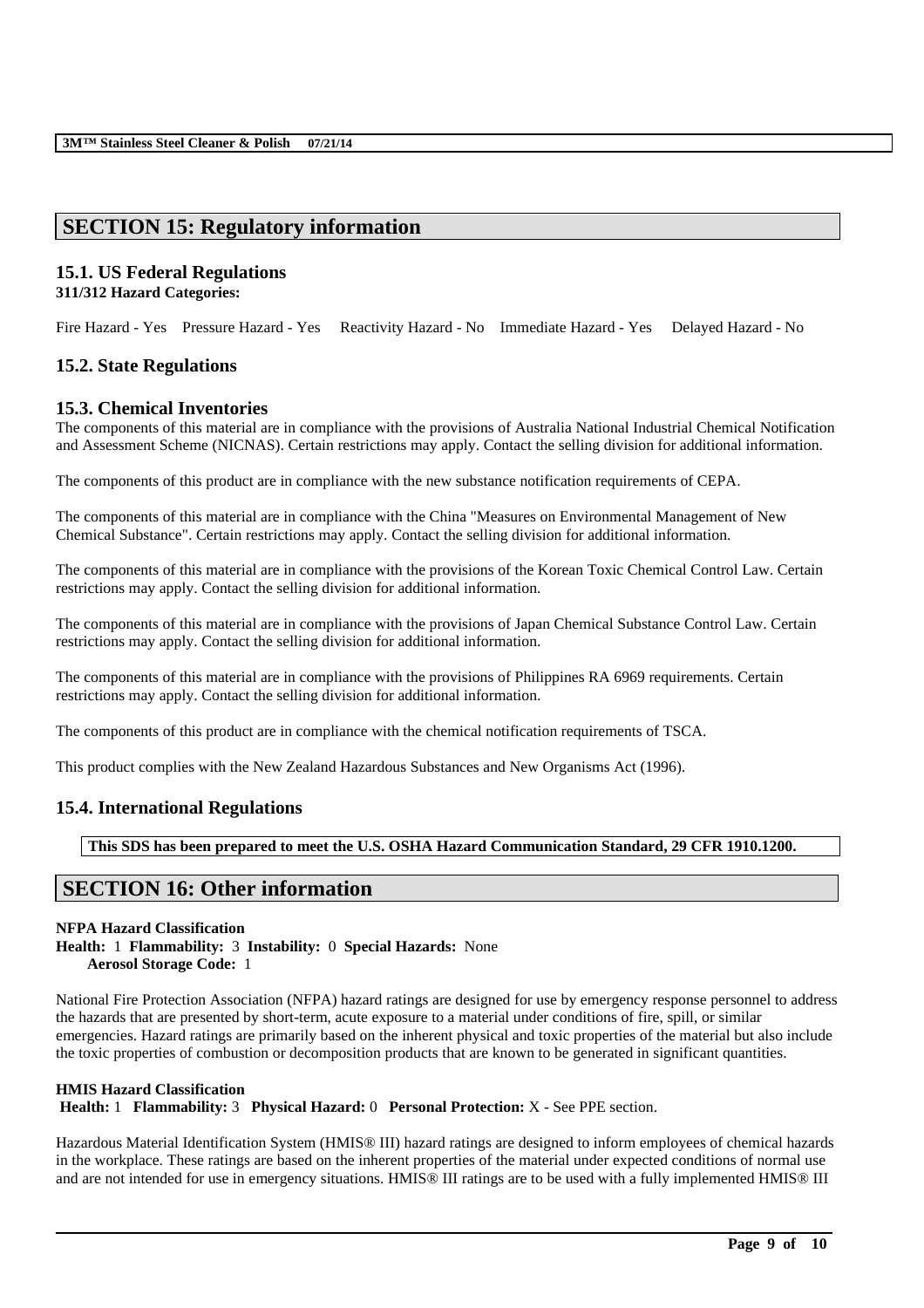## SECTION 15: Regulatory information

### 15.1. US Federal Regulations

**311/312 Hazard Categories:**

Fire Hazard - Yes Pressure Hazard - Yes Reactivity Hazard - No Immediate Hazard - Yes Delayed Hazard - No

### 15.2. State Regulations

### 15.3. Chemical Inventories

The components of this material are in compliance with the provisions of Australia National Industrial Chemical Notification and Assessment Scheme (NICNAS). Certain restrictions may apply. Contact the selling division for additional information.

The components of this product are in compliance with the new substance notification requirements of CEPA.

The components of this material are in compliance with the China "Measures on Environmental Management of New Chemical Substance". Certain restrictions may apply. Contact the selling division for additional information.

The components of this material are in compliance with the provisions of the Korean Toxic Chemical Control Law. Certain restrictions may apply. Contact the selling division for additional information.

The components of this material are in compliance with the provisions of Japan Chemical Substance Control Law. Certain restrictions may apply. Contact the selling division for additional information.

The components of this material are in compliance with the provisions of Philippines RA 6969 requirements. Certain restrictions may apply. Contact the selling division for additional information.

The components of this product are in compliance with the chemical notification requirements of TSCA.

This product complies with the New Zealand Hazardous Substances and New Organisms Act (1996).

### 15.4. International Regulations

**This SDS has been prepared to meet the U.S. OSHA Hazard Communication Standard, 29 CFR 1910.1200.**

## SECTION 16: Other information

**NFPA Hazard Classification**

**Health:** 1 **Flammability:** 3 **Instability:** 0 **Special Hazards:** None
**Aerosol Storage Code:** 1

National Fire Protection Association (NFPA) hazard ratings are designed for use by emergency response personnel to address the hazards that are presented by short-term, acute exposure to a material under conditions of fire, spill, or similar emergencies. Hazard ratings are primarily based on the inherent physical and toxic properties of the material but also include the toxic properties of combustion or decomposition products that are known to be generated in significant quantities.

**HMIS Hazard Classification**

**Health:** 1 **Flammability:** 3 **Physical Hazard:** 0 **Personal Protection:** X - See PPE section.

Hazardous Material Identification System (HMIS® III) hazard ratings are designed to inform employees of chemical hazards in the workplace. These ratings are based on the inherent properties of the material under expected conditions of normal use and are not intended for use in emergency situations. HMIS® III ratings are to be used with a fully implemented HMIS® III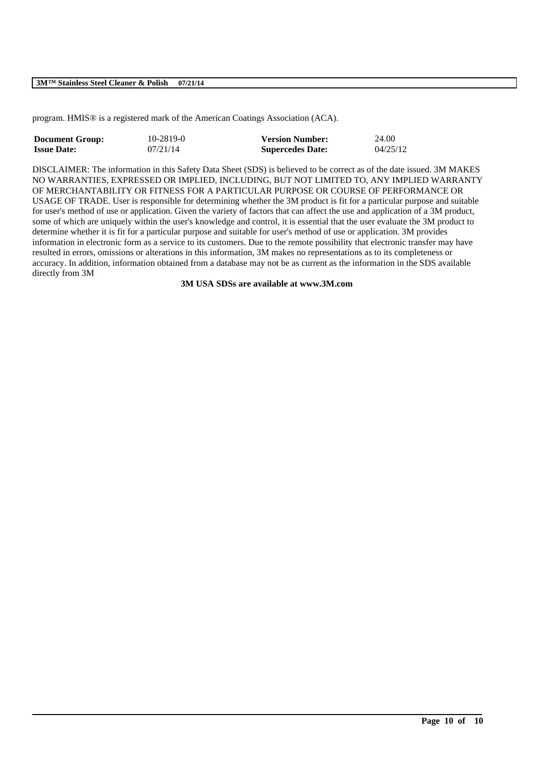program. HMIS® is a registered mark of the American Coatings Association (ACA).

| | | | |
|---|---|---|---|
| **Document Group:** | 10-2819-0 | **Version Number:** | 24.00 |
| **Issue Date:** | 07/21/14 | **Supercedes Date:** | 04/25/12 |

DISCLAIMER: The information in this Safety Data Sheet (SDS) is believed to be correct as of the date issued. 3M MAKES NO WARRANTIES, EXPRESSED OR IMPLIED, INCLUDING, BUT NOT LIMITED TO, ANY IMPLIED WARRANTY OF MERCHANTABILITY OR FITNESS FOR A PARTICULAR PURPOSE OR COURSE OF PERFORMANCE OR USAGE OF TRADE. User is responsible for determining whether the 3M product is fit for a particular purpose and suitable for user's method of use or application. Given the variety of factors that can affect the use and application of a 3M product, some of which are uniquely within the user's knowledge and control, it is essential that the user evaluate the 3M product to determine whether it is fit for a particular purpose and suitable for user's method of use or application. 3M provides information in electronic form as a service to its customers. Due to the remote possibility that electronic transfer may have resulted in errors, omissions or alterations in this information, 3M makes no representations as to its completeness or accuracy. In addition, information obtained from a database may not be as current as the information in the SDS available directly from 3M

**3M USA SDSs are available at www.3M.com**